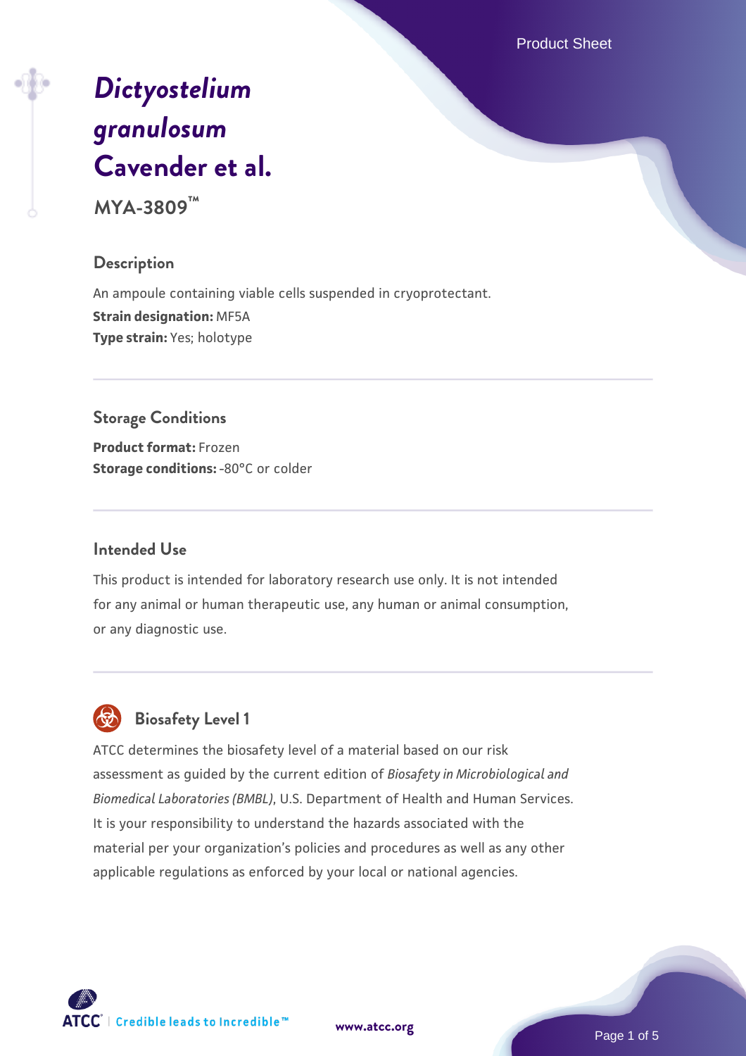# *Dictyostelium granulosum* Cavender et al.

**MYA-3809™**

## Description

An ampoule containing viable cells suspended in cryoprotectant.

**Strain designation:** MF5A

**Type strain:** Yes; holotype

## Storage Conditions

**Product format:** Frozen

**Storage conditions:** -80°C or colder

## Intended Use

This product is intended for laboratory research use only. It is not intended for any animal or human therapeutic use, any human or animal consumption, or any diagnostic use.

## Biosafety Level 1

ATCC determines the biosafety level of a material based on our risk assessment as guided by the current edition of *Biosafety in Microbiological and Biomedical Laboratories (BMBL)*, U.S. Department of Health and Human Services. It is your responsibility to understand the hazards associated with the material per your organization's policies and procedures as well as any other applicable regulations as enforced by your local or national agencies.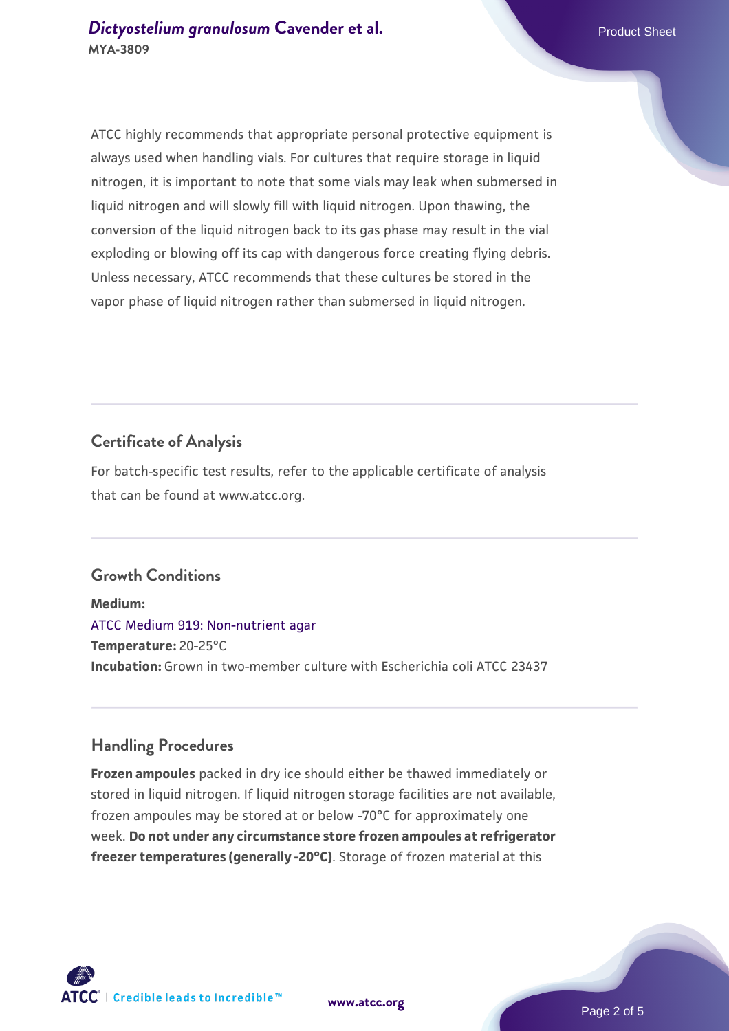ATCC highly recommends that appropriate personal protective equipment is always used when handling vials. For cultures that require storage in liquid nitrogen, it is important to note that some vials may leak when submersed in liquid nitrogen and will slowly fill with liquid nitrogen. Upon thawing, the conversion of the liquid nitrogen back to its gas phase may result in the vial exploding or blowing off its cap with dangerous force creating flying debris. Unless necessary, ATCC recommends that these cultures be stored in the vapor phase of liquid nitrogen rather than submersed in liquid nitrogen.

## Certificate of Analysis

For batch-specific test results, refer to the applicable certificate of analysis that can be found at www.atcc.org.

## Growth Conditions

**Medium:**
ATCC Medium 919: Non-nutrient agar
**Temperature:** 20-25°C
**Incubation:** Grown in two-member culture with Escherichia coli ATCC 23437

## Handling Procedures

**Frozen ampoules** packed in dry ice should either be thawed immediately or stored in liquid nitrogen. If liquid nitrogen storage facilities are not available, frozen ampoules may be stored at or below -70°C for approximately one week. **Do not under any circumstance store frozen ampoules at refrigerator freezer temperatures (generally -20°C)**. Storage of frozen material at this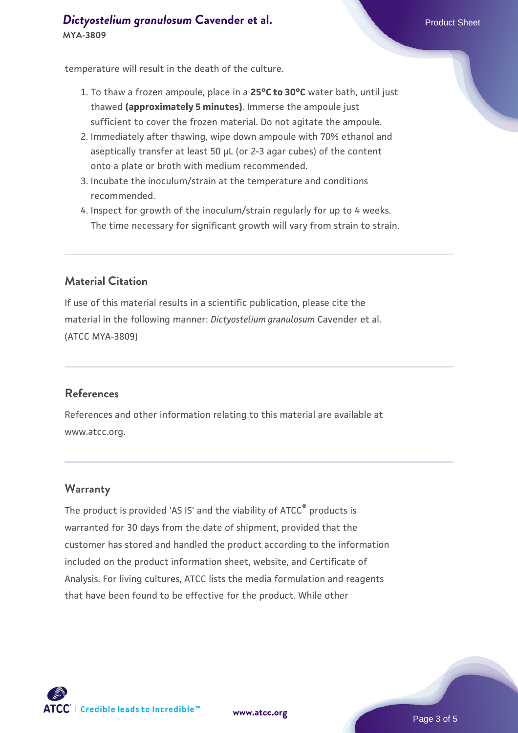temperature will result in the death of the culture.

1. To thaw a frozen ampoule, place in a **25°C to 30°C** water bath, until just thawed **(approximately 5 minutes)**. Immerse the ampoule just sufficient to cover the frozen material. Do not agitate the ampoule.
2. Immediately after thawing, wipe down ampoule with 70% ethanol and aseptically transfer at least 50 µL (or 2-3 agar cubes) of the content onto a plate or broth with medium recommended.
3. Incubate the inoculum/strain at the temperature and conditions recommended.
4. Inspect for growth of the inoculum/strain regularly for up to 4 weeks. The time necessary for significant growth will vary from strain to strain.

## Material Citation

If use of this material results in a scientific publication, please cite the material in the following manner: *Dictyostelium granulosum* Cavender et al. (ATCC MYA-3809)

## References

References and other information relating to this material are available at www.atcc.org.

## Warranty

The product is provided 'AS IS' and the viability of ATCC® products is warranted for 30 days from the date of shipment, provided that the customer has stored and handled the product according to the information included on the product information sheet, website, and Certificate of Analysis. For living cultures, ATCC lists the media formulation and reagents that have been found to be effective for the product. While other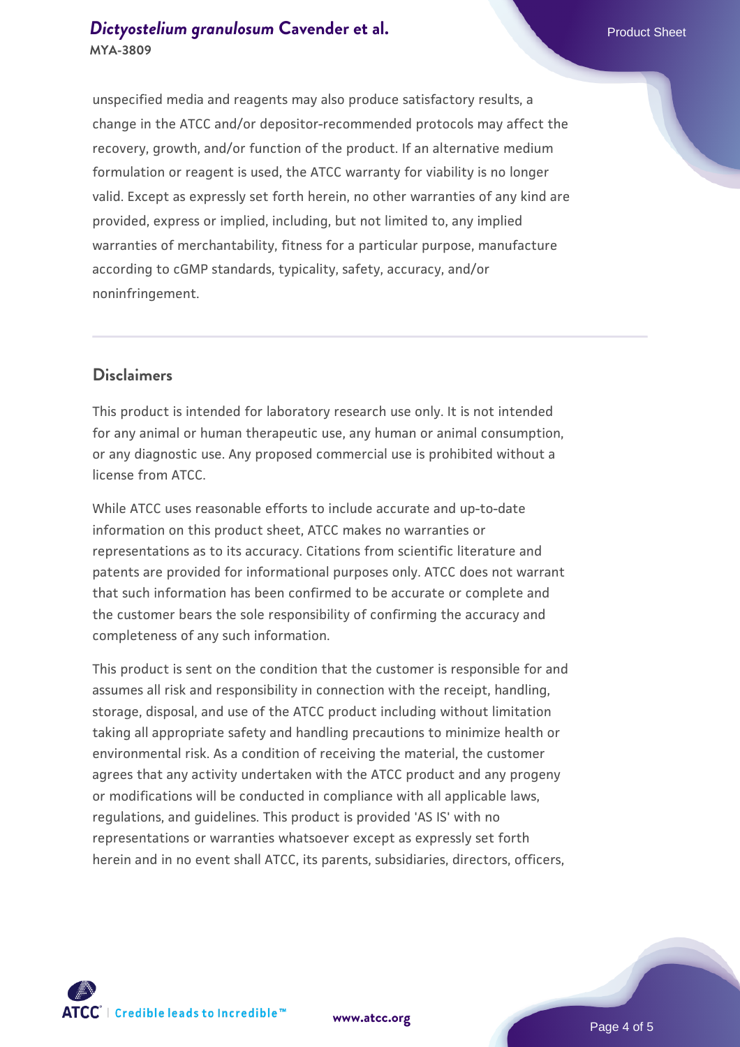unspecified media and reagents may also produce satisfactory results, a change in the ATCC and/or depositor-recommended protocols may affect the recovery, growth, and/or function of the product. If an alternative medium formulation or reagent is used, the ATCC warranty for viability is no longer valid. Except as expressly set forth herein, no other warranties of any kind are provided, express or implied, including, but not limited to, any implied warranties of merchantability, fitness for a particular purpose, manufacture according to cGMP standards, typicality, safety, accuracy, and/or noninfringement.

## Disclaimers

This product is intended for laboratory research use only. It is not intended for any animal or human therapeutic use, any human or animal consumption, or any diagnostic use. Any proposed commercial use is prohibited without a license from ATCC.

While ATCC uses reasonable efforts to include accurate and up-to-date information on this product sheet, ATCC makes no warranties or representations as to its accuracy. Citations from scientific literature and patents are provided for informational purposes only. ATCC does not warrant that such information has been confirmed to be accurate or complete and the customer bears the sole responsibility of confirming the accuracy and completeness of any such information.

This product is sent on the condition that the customer is responsible for and assumes all risk and responsibility in connection with the receipt, handling, storage, disposal, and use of the ATCC product including without limitation taking all appropriate safety and handling precautions to minimize health or environmental risk. As a condition of receiving the material, the customer agrees that any activity undertaken with the ATCC product and any progeny or modifications will be conducted in compliance with all applicable laws, regulations, and guidelines. This product is provided 'AS IS' with no representations or warranties whatsoever except as expressly set forth herein and in no event shall ATCC, its parents, subsidiaries, directors, officers,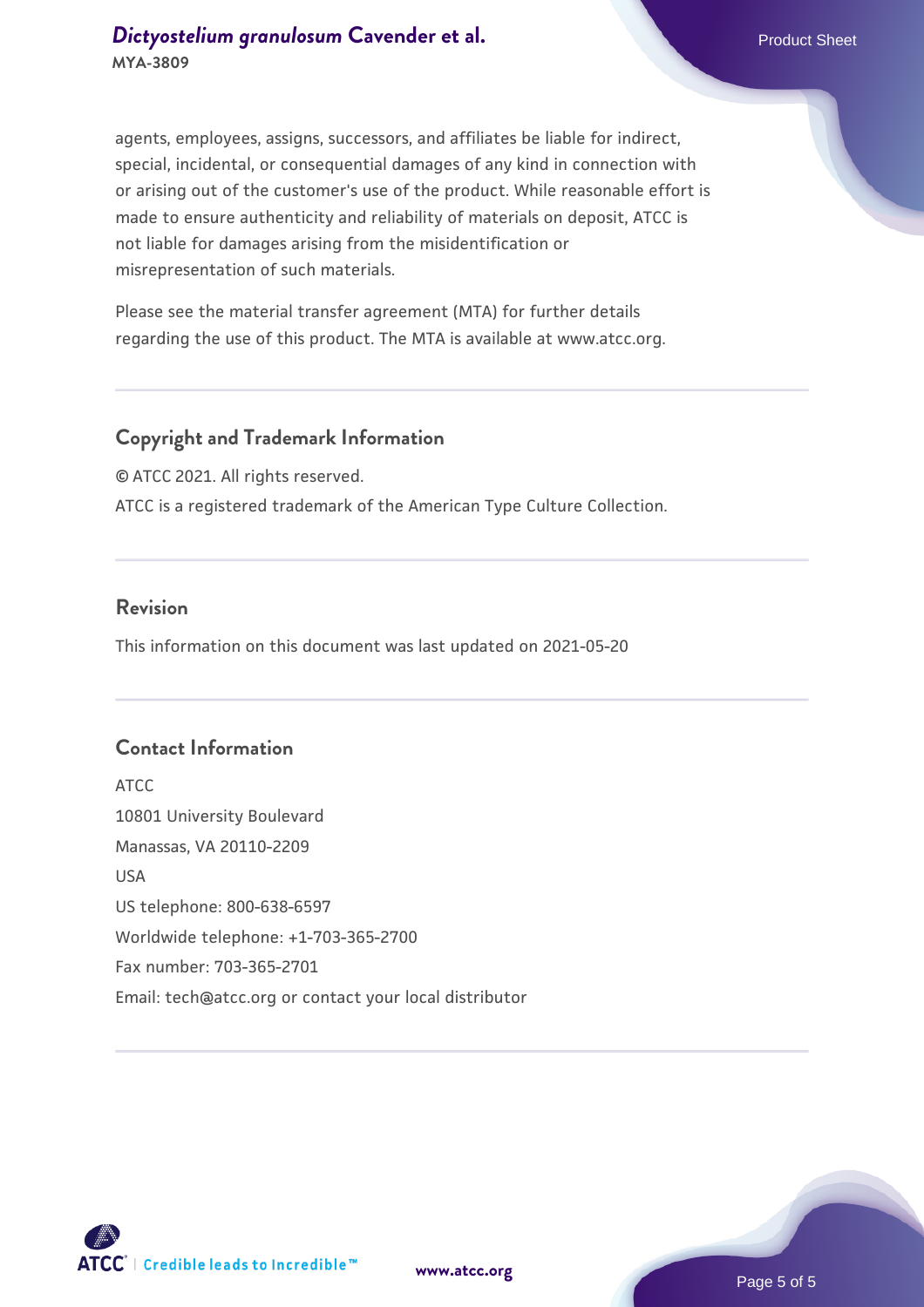agents, employees, assigns, successors, and affiliates be liable for indirect, special, incidental, or consequential damages of any kind in connection with or arising out of the customer's use of the product. While reasonable effort is made to ensure authenticity and reliability of materials on deposit, ATCC is not liable for damages arising from the misidentification or misrepresentation of such materials.

Please see the material transfer agreement (MTA) for further details regarding the use of this product. The MTA is available at www.atcc.org.

## Copyright and Trademark Information

© ATCC 2021. All rights reserved.

ATCC is a registered trademark of the American Type Culture Collection.

## Revision

This information on this document was last updated on 2021-05-20

## Contact Information

ATCC
10801 University Boulevard
Manassas, VA 20110-2209
USA
US telephone: 800-638-6597
Worldwide telephone: +1-703-365-2700
Fax number: 703-365-2701
Email: tech@atcc.org or contact your local distributor